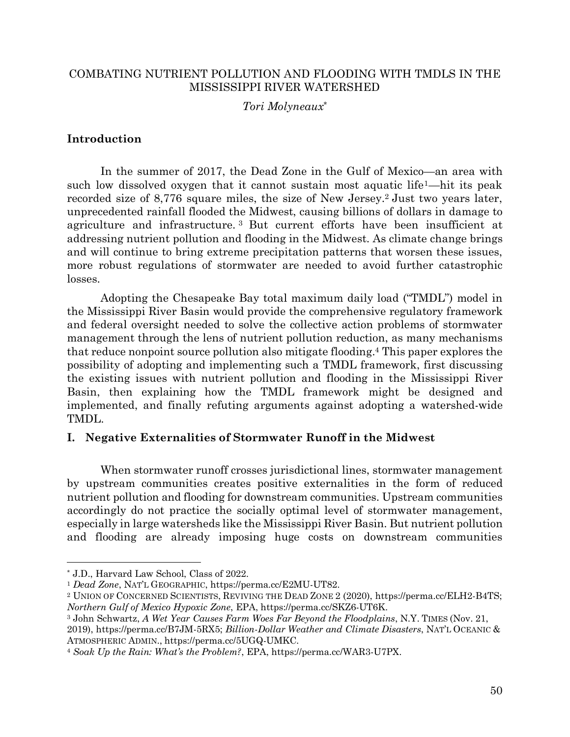# COMBATING NUTRIENT POLLUTION AND FLOODING WITH TMDLS IN THE MISSISSIPPI RIVER WATERSHED

*Tori Molyneaux*[*]

## Introduction

In the summer of 2017, the Dead Zone in the Gulf of Mexico—an area with such low dissolved oxygen that it cannot sustain most aquatic life[1]—hit its peak recorded size of 8,776 square miles, the size of New Jersey.[2] Just two years later, unprecedented rainfall flooded the Midwest, causing billions of dollars in damage to agriculture and infrastructure.[3] But current efforts have been insufficient at addressing nutrient pollution and flooding in the Midwest. As climate change brings and will continue to bring extreme precipitation patterns that worsen these issues, more robust regulations of stormwater are needed to avoid further catastrophic losses.

Adopting the Chesapeake Bay total maximum daily load ("TMDL") model in the Mississippi River Basin would provide the comprehensive regulatory framework and federal oversight needed to solve the collective action problems of stormwater management through the lens of nutrient pollution reduction, as many mechanisms that reduce nonpoint source pollution also mitigate flooding.[4] This paper explores the possibility of adopting and implementing such a TMDL framework, first discussing the existing issues with nutrient pollution and flooding in the Mississippi River Basin, then explaining how the TMDL framework might be designed and implemented, and finally refuting arguments against adopting a watershed-wide TMDL.

## I. Negative Externalities of Stormwater Runoff in the Midwest

When stormwater runoff crosses jurisdictional lines, stormwater management by upstream communities creates positive externalities in the form of reduced nutrient pollution and flooding for downstream communities. Upstream communities accordingly do not practice the socially optimal level of stormwater management, especially in large watersheds like the Mississippi River Basin. But nutrient pollution and flooding are already imposing huge costs on downstream communities

---

[*] J.D., Harvard Law School, Class of 2022.

[1] *Dead Zone*, NAT'L GEOGRAPHIC, https://perma.cc/E2MU-UT82.

[2] UNION OF CONCERNED SCIENTISTS, REVIVING THE DEAD ZONE 2 (2020), https://perma.cc/ELH2-B4TS; *Northern Gulf of Mexico Hypoxic Zone*, EPA, https://perma.cc/SKZ6-UT6K.

[3] John Schwartz, *A Wet Year Causes Farm Woes Far Beyond the Floodplains*, N.Y. TIMES (Nov. 21, 2019), https://perma.cc/B7JM-5RX5; *Billion-Dollar Weather and Climate Disasters*, NAT'L OCEANIC & ATMOSPHERIC ADMIN., https://perma.cc/5UGQ-UMKC.

[4] *Soak Up the Rain: What's the Problem?*, EPA, https://perma.cc/WAR3-U7PX.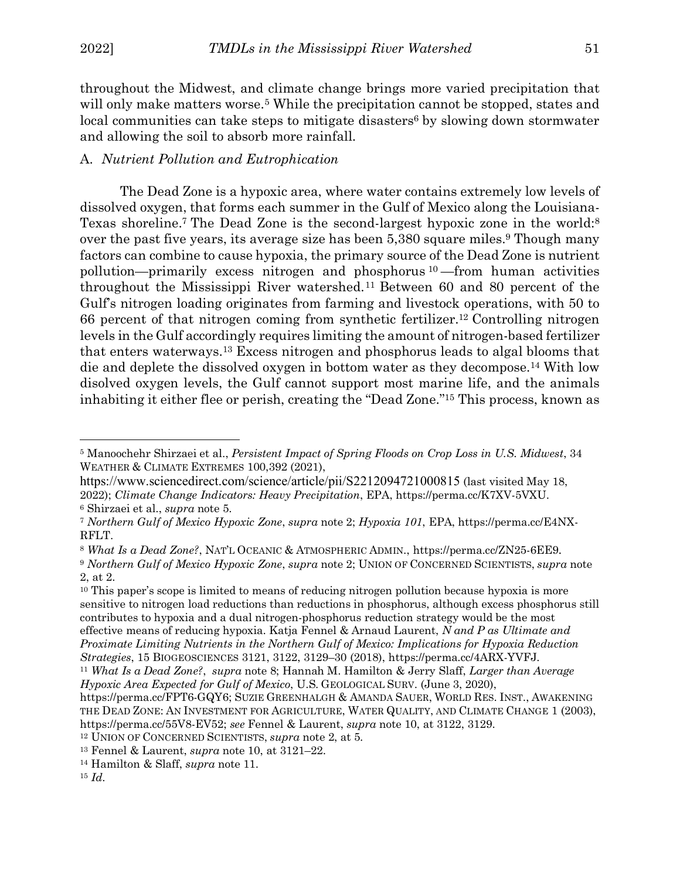throughout the Midwest, and climate change brings more varied precipitation that will only make matters worse.[5] While the precipitation cannot be stopped, states and local communities can take steps to mitigate disasters[6] by slowing down stormwater and allowing the soil to absorb more rainfall.

A. *Nutrient Pollution and Eutrophication*

The Dead Zone is a hypoxic area, where water contains extremely low levels of dissolved oxygen, that forms each summer in the Gulf of Mexico along the Louisiana-Texas shoreline.[7] The Dead Zone is the second-largest hypoxic zone in the world:[8] over the past five years, its average size has been 5,380 square miles.[9] Though many factors can combine to cause hypoxia, the primary source of the Dead Zone is nutrient pollution—primarily excess nitrogen and phosphorus[10]—from human activities throughout the Mississippi River watershed.[11] Between 60 and 80 percent of the Gulf's nitrogen loading originates from farming and livestock operations, with 50 to 66 percent of that nitrogen coming from synthetic fertilizer.[12] Controlling nitrogen levels in the Gulf accordingly requires limiting the amount of nitrogen-based fertilizer that enters waterways.[13] Excess nitrogen and phosphorus leads to algal blooms that die and deplete the dissolved oxygen in bottom water as they decompose.[14] With low disolved oxygen levels, the Gulf cannot support most marine life, and the animals inhabiting it either flee or perish, creating the "Dead Zone."[15] This process, known as

---

[5] Manoochehr Shirzaei et al., *Persistent Impact of Spring Floods on Crop Loss in U.S. Midwest*, 34 WEATHER & CLIMATE EXTREMES 100,392 (2021), https://www.sciencedirect.com/science/article/pii/S2212094721000815 (last visited May 18, 2022); *Climate Change Indicators: Heavy Precipitation*, EPA, https://perma.cc/K7XV-5VXU.

[6] Shirzaei et al., *supra* note 5.

[7] *Northern Gulf of Mexico Hypoxic Zone*, *supra* note 2; *Hypoxia 101*, EPA, https://perma.cc/E4NX-RFLT.

[8] *What Is a Dead Zone?*, NAT'L OCEANIC & ATMOSPHERIC ADMIN., https://perma.cc/ZN25-6EE9.

[9] *Northern Gulf of Mexico Hypoxic Zone*, *supra* note 2; UNION OF CONCERNED SCIENTISTS, *supra* note 2, at 2.

[10] This paper's scope is limited to means of reducing nitrogen pollution because hypoxia is more sensitive to nitrogen load reductions than reductions in phosphorus, although excess phosphorus still contributes to hypoxia and a dual nitrogen-phosphorus reduction strategy would be the most effective means of reducing hypoxia. Katja Fennel & Arnaud Laurent, *N and P as Ultimate and Proximate Limiting Nutrients in the Northern Gulf of Mexico: Implications for Hypoxia Reduction Strategies*, 15 BIOGEOSCIENCES 3121, 3122, 3129–30 (2018), https://perma.cc/4ARX-YVFJ.

[11] *What Is a Dead Zone?*, *supra* note 8; Hannah M. Hamilton & Jerry Slaff, *Larger than Average Hypoxic Area Expected for Gulf of Mexico*, U.S. GEOLOGICAL SURV. (June 3, 2020), https://perma.cc/FPT6-GQY6; SUZIE GREENHALGH & AMANDA SAUER, WORLD RES. INST., AWAKENING THE DEAD ZONE: AN INVESTMENT FOR AGRICULTURE, WATER QUALITY, AND CLIMATE CHANGE 1 (2003), https://perma.cc/55V8-EV52; *see* Fennel & Laurent, *supra* note 10, at 3122, 3129.

[12] UNION OF CONCERNED SCIENTISTS, *supra* note 2, at 5.

[13] Fennel & Laurent, *supra* note 10, at 3121–22.

[14] Hamilton & Slaff, *supra* note 11.

[15] *Id.*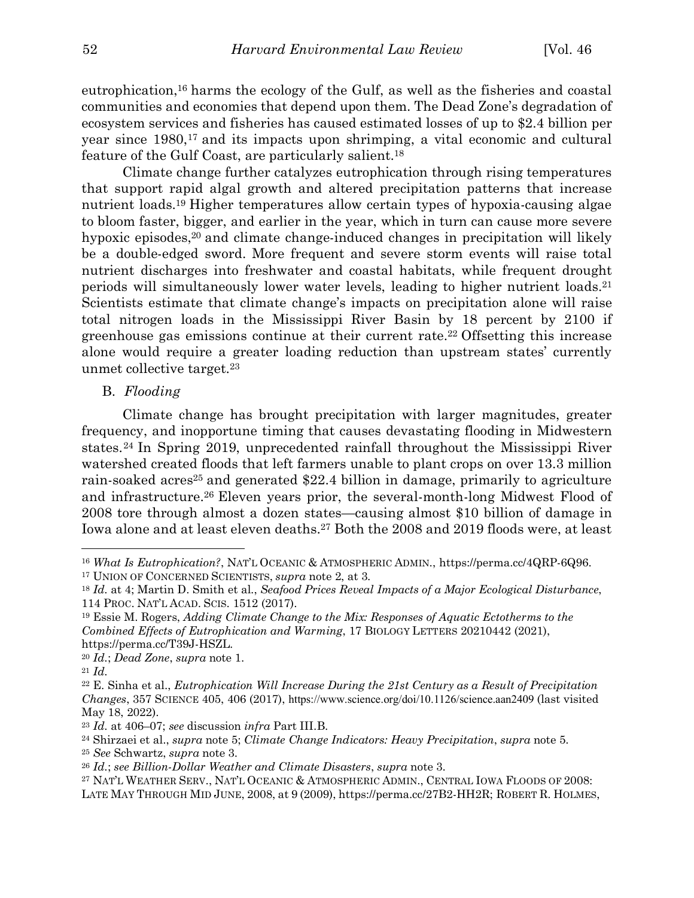eutrophication,[16] harms the ecology of the Gulf, as well as the fisheries and coastal communities and economies that depend upon them. The Dead Zone's degradation of ecosystem services and fisheries has caused estimated losses of up to $2.4 billion per year since 1980,[17] and its impacts upon shrimping, a vital economic and cultural feature of the Gulf Coast, are particularly salient.[18]

Climate change further catalyzes eutrophication through rising temperatures that support rapid algal growth and altered precipitation patterns that increase nutrient loads.[19] Higher temperatures allow certain types of hypoxia-causing algae to bloom faster, bigger, and earlier in the year, which in turn can cause more severe hypoxic episodes,[20] and climate change-induced changes in precipitation will likely be a double-edged sword. More frequent and severe storm events will raise total nutrient discharges into freshwater and coastal habitats, while frequent drought periods will simultaneously lower water levels, leading to higher nutrient loads.[21] Scientists estimate that climate change's impacts on precipitation alone will raise total nitrogen loads in the Mississippi River Basin by 18 percent by 2100 if greenhouse gas emissions continue at their current rate.[22] Offsetting this increase alone would require a greater loading reduction than upstream states' currently unmet collective target.[23]

### B. *Flooding*

Climate change has brought precipitation with larger magnitudes, greater frequency, and inopportune timing that causes devastating flooding in Midwestern states.[24] In Spring 2019, unprecedented rainfall throughout the Mississippi River watershed created floods that left farmers unable to plant crops on over 13.3 million rain-soaked acres[25] and generated $22.4 billion in damage, primarily to agriculture and infrastructure.[26] Eleven years prior, the several-month-long Midwest Flood of 2008 tore through almost a dozen states—causing almost $10 billion of damage in Iowa alone and at least eleven deaths.[27] Both the 2008 and 2019 floods were, at least

---

[16] *What Is Eutrophication?*, NAT'L OCEANIC & ATMOSPHERIC ADMIN., https://perma.cc/4QRP-6Q96.

[17] UNION OF CONCERNED SCIENTISTS, *supra* note 2, at 3.

[18] *Id.* at 4; Martin D. Smith et al., *Seafood Prices Reveal Impacts of a Major Ecological Disturbance*, 114 PROC. NAT'L ACAD. SCIS. 1512 (2017).

[19] Essie M. Rogers, *Adding Climate Change to the Mix: Responses of Aquatic Ectotherms to the Combined Effects of Eutrophication and Warming*, 17 BIOLOGY LETTERS 20210442 (2021), https://perma.cc/T39J-HSZL.

[20] *Id.*; *Dead Zone*, *supra* note 1.

[21] *Id.*

[22] E. Sinha et al., *Eutrophication Will Increase During the 21st Century as a Result of Precipitation Changes*, 357 SCIENCE 405, 406 (2017), https://www.science.org/doi/10.1126/science.aan2409 (last visited May 18, 2022).

[23] *Id.* at 406–07; *see* discussion *infra* Part III.B.

[24] Shirzaei et al., *supra* note 5; *Climate Change Indicators: Heavy Precipitation*, *supra* note 5.

[25] *See* Schwartz, *supra* note 3.

[26] *Id.*; *see Billion-Dollar Weather and Climate Disasters*, *supra* note 3.

[27] NAT'L WEATHER SERV., NAT'L OCEANIC & ATMOSPHERIC ADMIN., CENTRAL IOWA FLOODS OF 2008: LATE MAY THROUGH MID JUNE, 2008, at 9 (2009), https://perma.cc/27B2-HH2R; ROBERT R. HOLMES,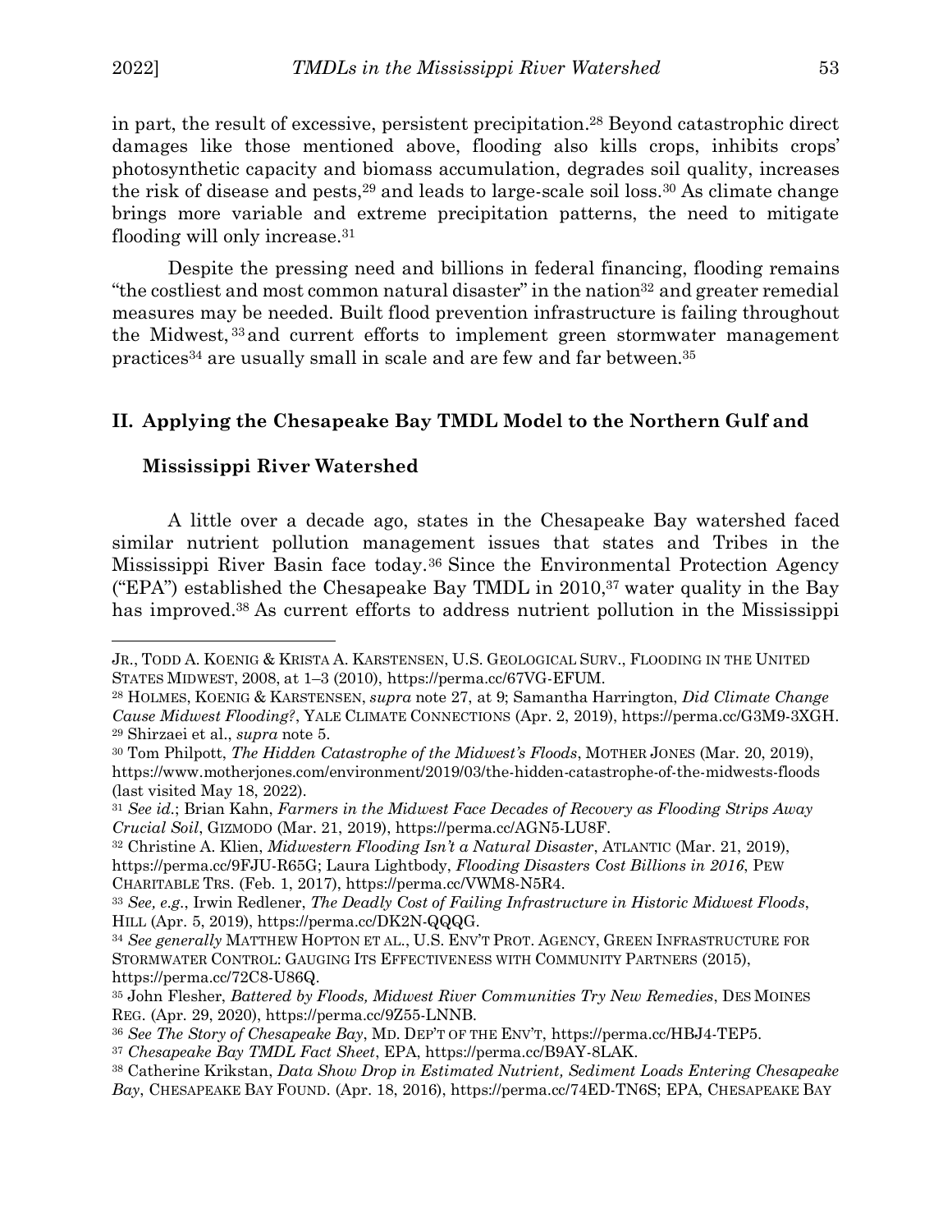in part, the result of excessive, persistent precipitation.[28] Beyond catastrophic direct damages like those mentioned above, flooding also kills crops, inhibits crops' photosynthetic capacity and biomass accumulation, degrades soil quality, increases the risk of disease and pests,[29] and leads to large-scale soil loss.[30] As climate change brings more variable and extreme precipitation patterns, the need to mitigate flooding will only increase.[31]

Despite the pressing need and billions in federal financing, flooding remains "the costliest and most common natural disaster" in the nation[32] and greater remedial measures may be needed. Built flood prevention infrastructure is failing throughout the Midwest,[33] and current efforts to implement green stormwater management practices[34] are usually small in scale and are few and far between.[35]

## II. Applying the Chesapeake Bay TMDL Model to the Northern Gulf and Mississippi River Watershed

A little over a decade ago, states in the Chesapeake Bay watershed faced similar nutrient pollution management issues that states and Tribes in the Mississippi River Basin face today.[36] Since the Environmental Protection Agency ("EPA") established the Chesapeake Bay TMDL in 2010,[37] water quality in the Bay has improved.[38] As current efforts to address nutrient pollution in the Mississippi

---

JR., TODD A. KOENIG & KRISTA A. KARSTENSEN, U.S. GEOLOGICAL SURV., FLOODING IN THE UNITED STATES MIDWEST, 2008, at 1–3 (2010), https://perma.cc/67VG-EFUM.

[28] HOLMES, KOENIG & KARSTENSEN, *supra* note 27, at 9; Samantha Harrington, *Did Climate Change Cause Midwest Flooding?*, YALE CLIMATE CONNECTIONS (Apr. 2, 2019), https://perma.cc/G3M9-3XGH.

[29] Shirzaei et al., *supra* note 5.

[30] Tom Philpott, *The Hidden Catastrophe of the Midwest's Floods*, MOTHER JONES (Mar. 20, 2019), https://www.motherjones.com/environment/2019/03/the-hidden-catastrophe-of-the-midwests-floods (last visited May 18, 2022).

[31] *See id.*; Brian Kahn, *Farmers in the Midwest Face Decades of Recovery as Flooding Strips Away Crucial Soil*, GIZMODO (Mar. 21, 2019), https://perma.cc/AGN5-LU8F.

[32] Christine A. Klien, *Midwestern Flooding Isn't a Natural Disaster*, ATLANTIC (Mar. 21, 2019), https://perma.cc/9FJU-R65G; Laura Lightbody, *Flooding Disasters Cost Billions in 2016*, PEW CHARITABLE TRS. (Feb. 1, 2017), https://perma.cc/VWM8-N5R4.

[33] *See, e.g.*, Irwin Redlener, *The Deadly Cost of Failing Infrastructure in Historic Midwest Floods*, HILL (Apr. 5, 2019), https://perma.cc/DK2N-QQQG.

[34] *See generally* MATTHEW HOPTON ET AL., U.S. ENV'T PROT. AGENCY, GREEN INFRASTRUCTURE FOR STORMWATER CONTROL: GAUGING ITS EFFECTIVENESS WITH COMMUNITY PARTNERS (2015), https://perma.cc/72C8-U86Q.

[35] John Flesher, *Battered by Floods, Midwest River Communities Try New Remedies*, DES MOINES REG. (Apr. 29, 2020), https://perma.cc/9Z55-LNNB.

[36] *See The Story of Chesapeake Bay*, MD. DEP'T OF THE ENV'T, https://perma.cc/HBJ4-TEP5.

[37] *Chesapeake Bay TMDL Fact Sheet*, EPA, https://perma.cc/B9AY-8LAK.

[38] Catherine Krikstan, *Data Show Drop in Estimated Nutrient, Sediment Loads Entering Chesapeake Bay*, CHESAPEAKE BAY FOUND. (Apr. 18, 2016), https://perma.cc/74ED-TN6S; EPA, CHESAPEAKE BAY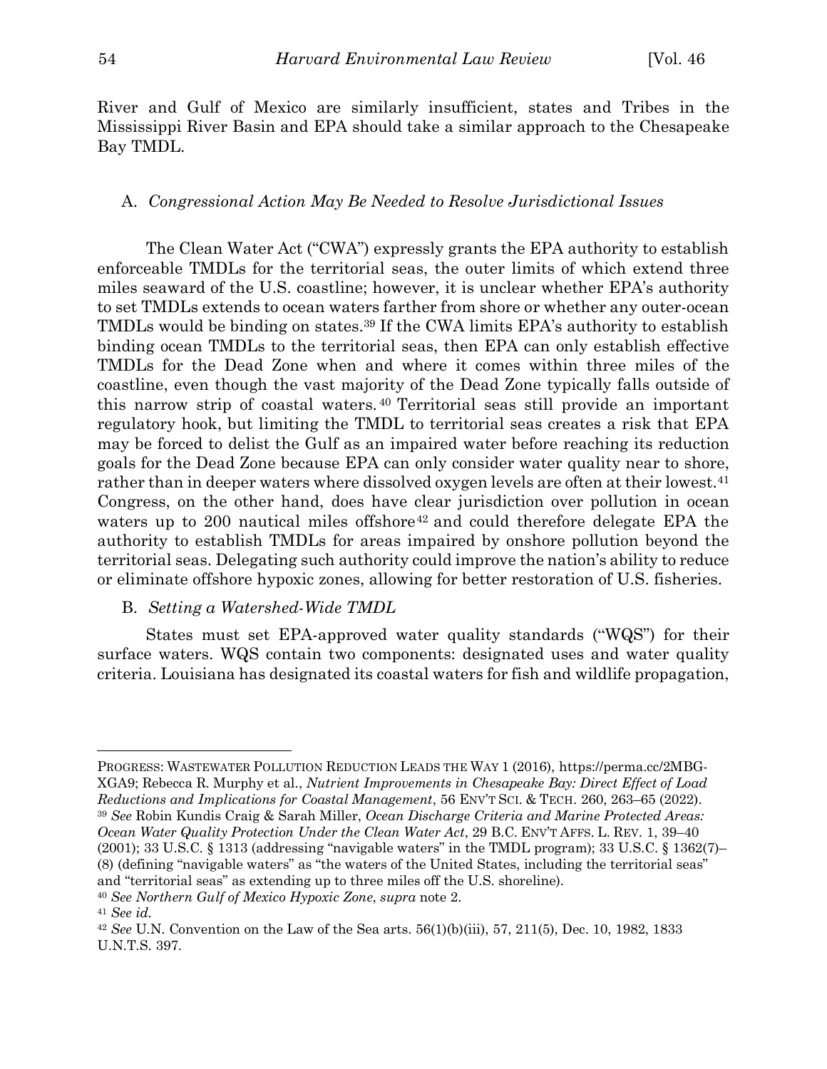River and Gulf of Mexico are similarly insufficient, states and Tribes in the Mississippi River Basin and EPA should take a similar approach to the Chesapeake Bay TMDL.

### A. *Congressional Action May Be Needed to Resolve Jurisdictional Issues*

The Clean Water Act ("CWA") expressly grants the EPA authority to establish enforceable TMDLs for the territorial seas, the outer limits of which extend three miles seaward of the U.S. coastline; however, it is unclear whether EPA's authority to set TMDLs extends to ocean waters farther from shore or whether any outer-ocean TMDLs would be binding on states.[39] If the CWA limits EPA's authority to establish binding ocean TMDLs to the territorial seas, then EPA can only establish effective TMDLs for the Dead Zone when and where it comes within three miles of the coastline, even though the vast majority of the Dead Zone typically falls outside of this narrow strip of coastal waters.[40] Territorial seas still provide an important regulatory hook, but limiting the TMDL to territorial seas creates a risk that EPA may be forced to delist the Gulf as an impaired water before reaching its reduction goals for the Dead Zone because EPA can only consider water quality near to shore, rather than in deeper waters where dissolved oxygen levels are often at their lowest.[41] Congress, on the other hand, does have clear jurisdiction over pollution in ocean waters up to 200 nautical miles offshore[42] and could therefore delegate EPA the authority to establish TMDLs for areas impaired by onshore pollution beyond the territorial seas. Delegating such authority could improve the nation's ability to reduce or eliminate offshore hypoxic zones, allowing for better restoration of U.S. fisheries.

### B. *Setting a Watershed-Wide TMDL*

States must set EPA-approved water quality standards ("WQS") for their surface waters. WQS contain two components: designated uses and water quality criteria. Louisiana has designated its coastal waters for fish and wildlife propagation,

---

PROGRESS: WASTEWATER POLLUTION REDUCTION LEADS THE WAY 1 (2016), https://perma.cc/2MBG-XGA9; Rebecca R. Murphy et al., *Nutrient Improvements in Chesapeake Bay: Direct Effect of Load Reductions and Implications for Coastal Management*, 56 ENV'T SCI. & TECH. 260, 263–65 (2022).

[39] *See* Robin Kundis Craig & Sarah Miller, *Ocean Discharge Criteria and Marine Protected Areas: Ocean Water Quality Protection Under the Clean Water Act*, 29 B.C. ENV'T AFFS. L. REV. 1, 39–40 (2001); 33 U.S.C. § 1313 (addressing "navigable waters" in the TMDL program); 33 U.S.C. § 1362(7)–(8) (defining "navigable waters" as "the waters of the United States, including the territorial seas" and "territorial seas" as extending up to three miles off the U.S. shoreline).

[40] *See Northern Gulf of Mexico Hypoxic Zone*, *supra* note 2.

[41] *See id.*

[42] *See* U.N. Convention on the Law of the Sea arts. 56(1)(b)(iii), 57, 211(5), Dec. 10, 1982, 1833 U.N.T.S. 397.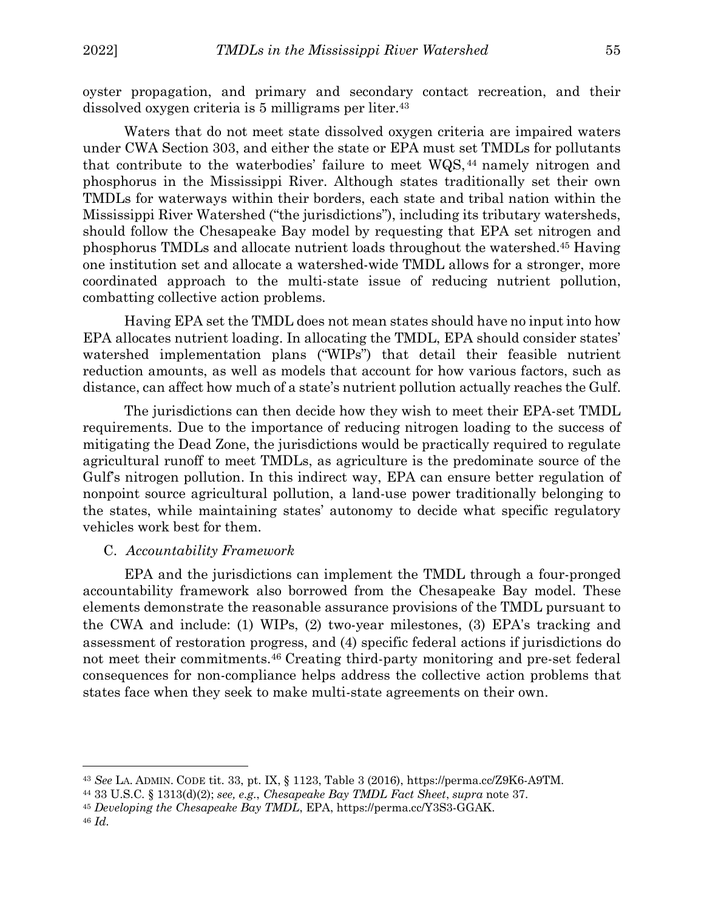oyster propagation, and primary and secondary contact recreation, and their dissolved oxygen criteria is 5 milligrams per liter.[43]

Waters that do not meet state dissolved oxygen criteria are impaired waters under CWA Section 303, and either the state or EPA must set TMDLs for pollutants that contribute to the waterbodies' failure to meet WQS,[44] namely nitrogen and phosphorus in the Mississippi River. Although states traditionally set their own TMDLs for waterways within their borders, each state and tribal nation within the Mississippi River Watershed ("the jurisdictions"), including its tributary watersheds, should follow the Chesapeake Bay model by requesting that EPA set nitrogen and phosphorus TMDLs and allocate nutrient loads throughout the watershed.[45] Having one institution set and allocate a watershed-wide TMDL allows for a stronger, more coordinated approach to the multi-state issue of reducing nutrient pollution, combatting collective action problems.

Having EPA set the TMDL does not mean states should have no input into how EPA allocates nutrient loading. In allocating the TMDL, EPA should consider states' watershed implementation plans ("WIPs") that detail their feasible nutrient reduction amounts, as well as models that account for how various factors, such as distance, can affect how much of a state's nutrient pollution actually reaches the Gulf.

The jurisdictions can then decide how they wish to meet their EPA-set TMDL requirements. Due to the importance of reducing nitrogen loading to the success of mitigating the Dead Zone, the jurisdictions would be practically required to regulate agricultural runoff to meet TMDLs, as agriculture is the predominate source of the Gulf's nitrogen pollution. In this indirect way, EPA can ensure better regulation of nonpoint source agricultural pollution, a land-use power traditionally belonging to the states, while maintaining states' autonomy to decide what specific regulatory vehicles work best for them.

### C. *Accountability Framework*

EPA and the jurisdictions can implement the TMDL through a four-pronged accountability framework also borrowed from the Chesapeake Bay model. These elements demonstrate the reasonable assurance provisions of the TMDL pursuant to the CWA and include: (1) WIPs, (2) two-year milestones, (3) EPA's tracking and assessment of restoration progress, and (4) specific federal actions if jurisdictions do not meet their commitments.[46] Creating third-party monitoring and pre-set federal consequences for non-compliance helps address the collective action problems that states face when they seek to make multi-state agreements on their own.

---

[43] *See* LA. ADMIN. CODE tit. 33, pt. IX, § 1123, Table 3 (2016), https://perma.cc/Z9K6-A9TM.

[44] 33 U.S.C. § 1313(d)(2); *see, e.g.*, *Chesapeake Bay TMDL Fact Sheet*, *supra* note 37.

[45] *Developing the Chesapeake Bay TMDL*, EPA, https://perma.cc/Y3S3-GGAK.

[46] *Id.*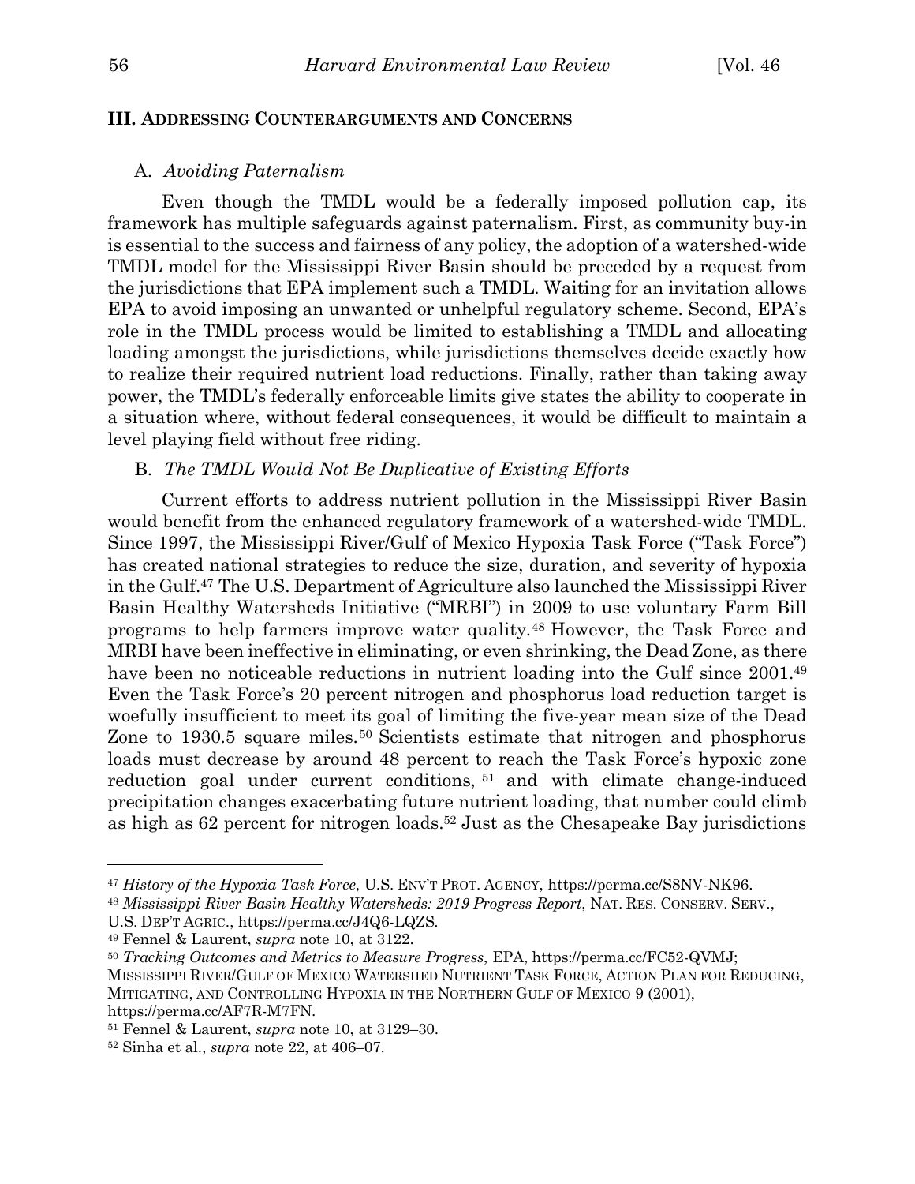## III. Addressing Counterarguments and Concerns

### A. *Avoiding Paternalism*

Even though the TMDL would be a federally imposed pollution cap, its framework has multiple safeguards against paternalism. First, as community buy-in is essential to the success and fairness of any policy, the adoption of a watershed-wide TMDL model for the Mississippi River Basin should be preceded by a request from the jurisdictions that EPA implement such a TMDL. Waiting for an invitation allows EPA to avoid imposing an unwanted or unhelpful regulatory scheme. Second, EPA's role in the TMDL process would be limited to establishing a TMDL and allocating loading amongst the jurisdictions, while jurisdictions themselves decide exactly how to realize their required nutrient load reductions. Finally, rather than taking away power, the TMDL's federally enforceable limits give states the ability to cooperate in a situation where, without federal consequences, it would be difficult to maintain a level playing field without free riding.

### B. *The TMDL Would Not Be Duplicative of Existing Efforts*

Current efforts to address nutrient pollution in the Mississippi River Basin would benefit from the enhanced regulatory framework of a watershed-wide TMDL. Since 1997, the Mississippi River/Gulf of Mexico Hypoxia Task Force ("Task Force") has created national strategies to reduce the size, duration, and severity of hypoxia in the Gulf.[47] The U.S. Department of Agriculture also launched the Mississippi River Basin Healthy Watersheds Initiative ("MRBI") in 2009 to use voluntary Farm Bill programs to help farmers improve water quality.[48] However, the Task Force and MRBI have been ineffective in eliminating, or even shrinking, the Dead Zone, as there have been no noticeable reductions in nutrient loading into the Gulf since 2001.[49] Even the Task Force's 20 percent nitrogen and phosphorus load reduction target is woefully insufficient to meet its goal of limiting the five-year mean size of the Dead Zone to 1930.5 square miles.[50] Scientists estimate that nitrogen and phosphorus loads must decrease by around 48 percent to reach the Task Force's hypoxic zone reduction goal under current conditions,[51] and with climate change-induced precipitation changes exacerbating future nutrient loading, that number could climb as high as 62 percent for nitrogen loads.[52] Just as the Chesapeake Bay jurisdictions

---

[47] *History of the Hypoxia Task Force*, U.S. Env't Prot. Agency, https://perma.cc/S8NV-NK96.

[48] *Mississippi River Basin Healthy Watersheds: 2019 Progress Report*, Nat. Res. Conserv. Serv., U.S. Dep't Agric., https://perma.cc/J4Q6-LQZS.

[49] Fennel & Laurent, *supra* note 10, at 3122.

[50] *Tracking Outcomes and Metrics to Measure Progress*, EPA, https://perma.cc/FC52-QVMJ; Mississippi River/Gulf of Mexico Watershed Nutrient Task Force, Action Plan for Reducing, Mitigating, and Controlling Hypoxia in the Northern Gulf of Mexico 9 (2001), https://perma.cc/AF7R-M7FN.

[51] Fennel & Laurent, *supra* note 10, at 3129–30.

[52] Sinha et al., *supra* note 22, at 406–07.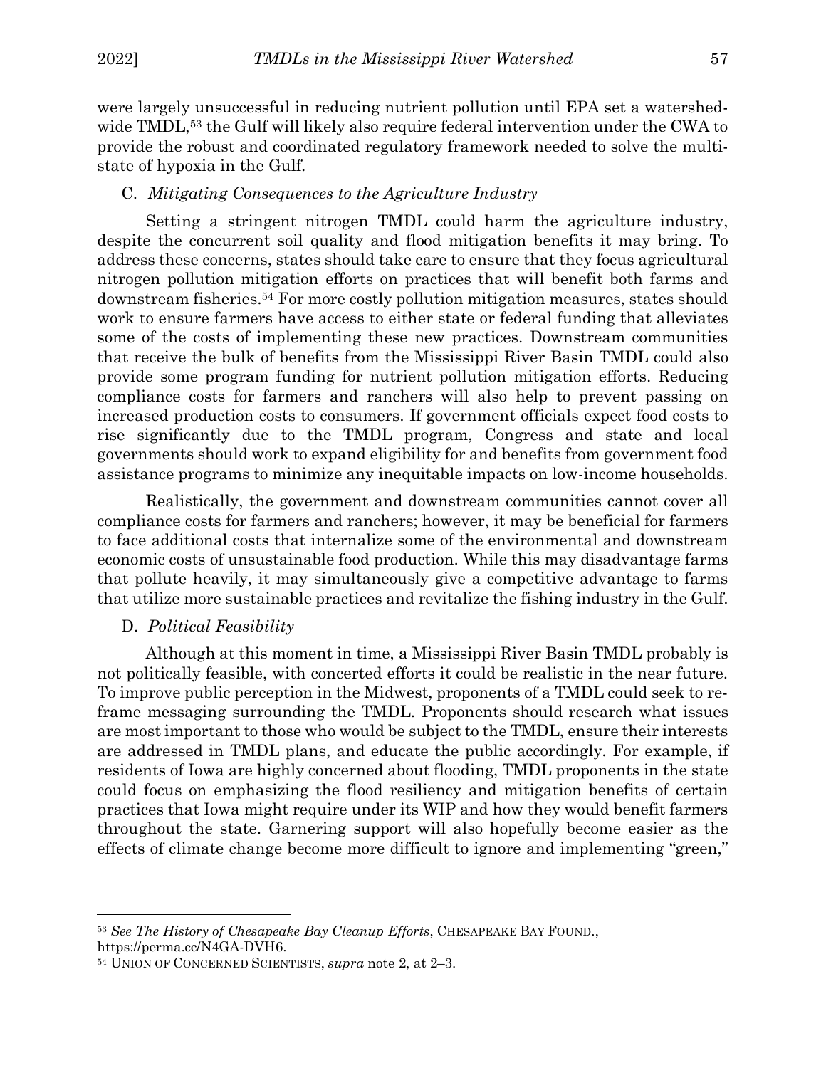were largely unsuccessful in reducing nutrient pollution until EPA set a watershed-wide TMDL,[53] the Gulf will likely also require federal intervention under the CWA to provide the robust and coordinated regulatory framework needed to solve the multi-state of hypoxia in the Gulf.

### C. *Mitigating Consequences to the Agriculture Industry*

Setting a stringent nitrogen TMDL could harm the agriculture industry, despite the concurrent soil quality and flood mitigation benefits it may bring. To address these concerns, states should take care to ensure that they focus agricultural nitrogen pollution mitigation efforts on practices that will benefit both farms and downstream fisheries.[54] For more costly pollution mitigation measures, states should work to ensure farmers have access to either state or federal funding that alleviates some of the costs of implementing these new practices. Downstream communities that receive the bulk of benefits from the Mississippi River Basin TMDL could also provide some program funding for nutrient pollution mitigation efforts. Reducing compliance costs for farmers and ranchers will also help to prevent passing on increased production costs to consumers. If government officials expect food costs to rise significantly due to the TMDL program, Congress and state and local governments should work to expand eligibility for and benefits from government food assistance programs to minimize any inequitable impacts on low-income households.

Realistically, the government and downstream communities cannot cover all compliance costs for farmers and ranchers; however, it may be beneficial for farmers to face additional costs that internalize some of the environmental and downstream economic costs of unsustainable food production. While this may disadvantage farms that pollute heavily, it may simultaneously give a competitive advantage to farms that utilize more sustainable practices and revitalize the fishing industry in the Gulf.

### D. *Political Feasibility*

Although at this moment in time, a Mississippi River Basin TMDL probably is not politically feasible, with concerted efforts it could be realistic in the near future. To improve public perception in the Midwest, proponents of a TMDL could seek to re-frame messaging surrounding the TMDL. Proponents should research what issues are most important to those who would be subject to the TMDL, ensure their interests are addressed in TMDL plans, and educate the public accordingly. For example, if residents of Iowa are highly concerned about flooding, TMDL proponents in the state could focus on emphasizing the flood resiliency and mitigation benefits of certain practices that Iowa might require under its WIP and how they would benefit farmers throughout the state. Garnering support will also hopefully become easier as the effects of climate change become more difficult to ignore and implementing "green,"

---

[53] *See The History of Chesapeake Bay Cleanup Efforts*, CHESAPEAKE BAY FOUND., https://perma.cc/N4GA-DVH6.

[54] UNION OF CONCERNED SCIENTISTS, *supra* note 2, at 2–3.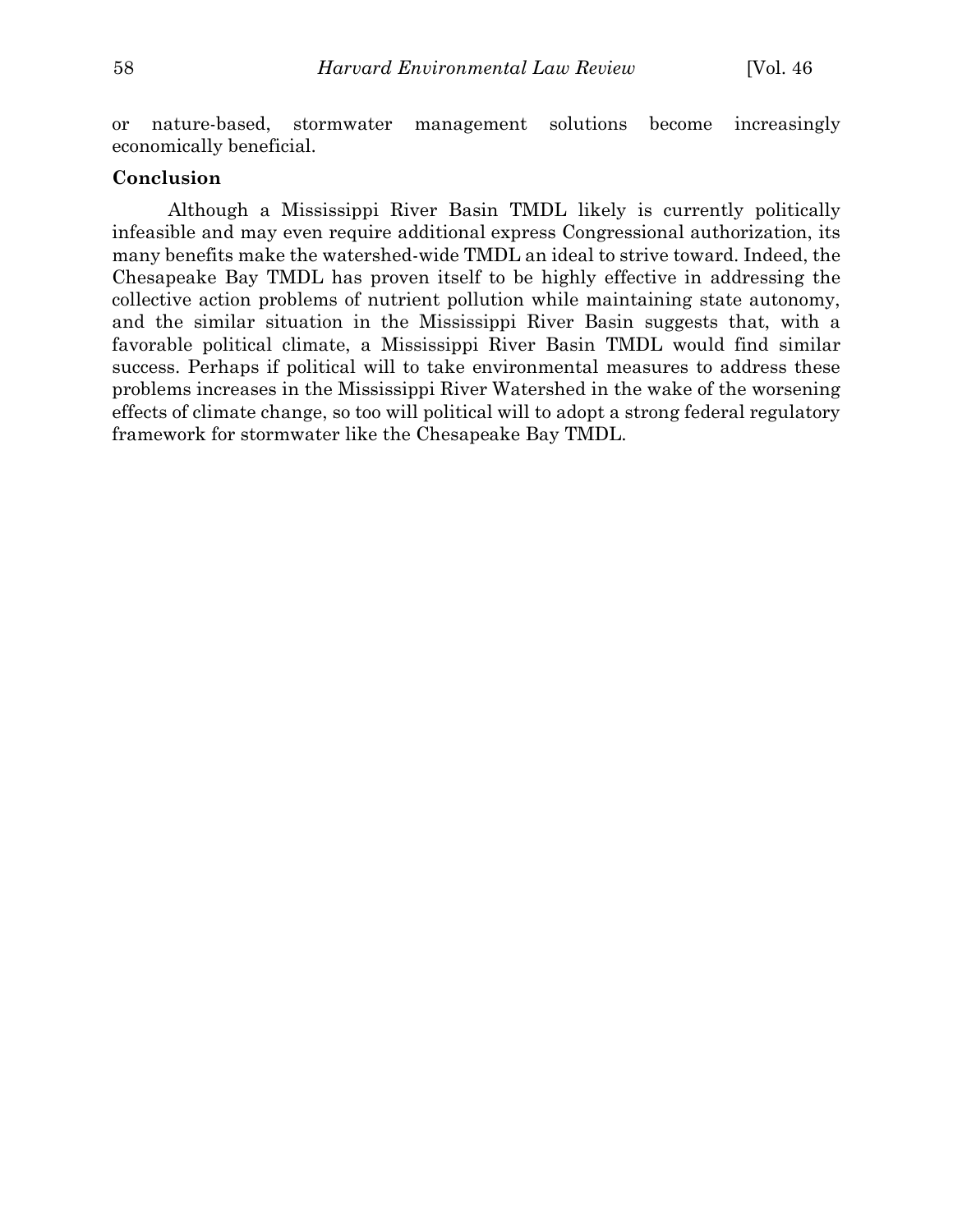or nature-based, stormwater management solutions become increasingly economically beneficial.

## Conclusion

Although a Mississippi River Basin TMDL likely is currently politically infeasible and may even require additional express Congressional authorization, its many benefits make the watershed-wide TMDL an ideal to strive toward. Indeed, the Chesapeake Bay TMDL has proven itself to be highly effective in addressing the collective action problems of nutrient pollution while maintaining state autonomy, and the similar situation in the Mississippi River Basin suggests that, with a favorable political climate, a Mississippi River Basin TMDL would find similar success. Perhaps if political will to take environmental measures to address these problems increases in the Mississippi River Watershed in the wake of the worsening effects of climate change, so too will political will to adopt a strong federal regulatory framework for stormwater like the Chesapeake Bay TMDL.